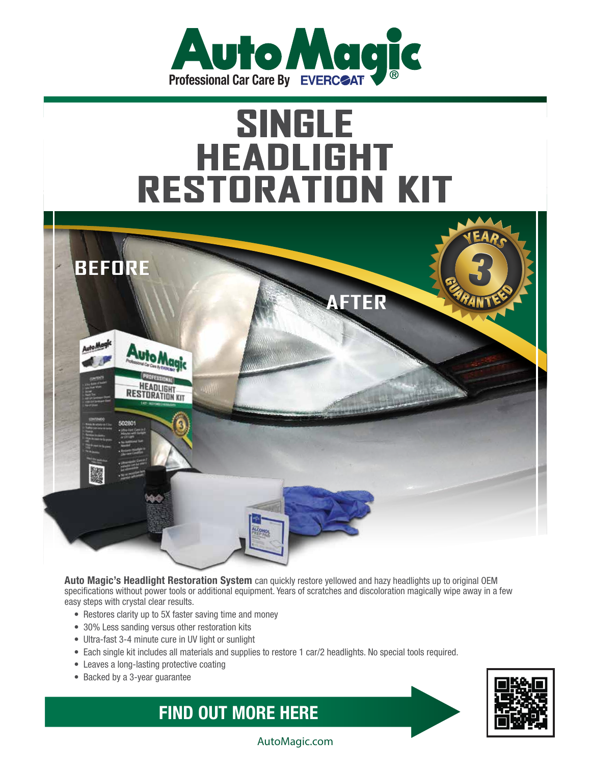# SINGLE HEADLIGHT RESTORATION KIT

**Auto Magic's Headlight Restoration System** can quickly restore yellowed and hazy headlights up to original OEM specifications without power tools or additional equipment. Years of scratches and discoloration magically wipe away in a few easy steps with crystal clear results.

- Restores clarity up to 5X faster saving time and money
- 30% Less sanding versus other restoration kits
- Ultra-fast 3-4 minute cure in UV light or sunlight
- Each single kit includes all materials and supplies to restore 1 car/2 headlights. No special tools required.
- Leaves a long-lasting protective coating
- Backed by a 3-year guarantee

**FIND OUT MORE HERE**

AutoMagic.com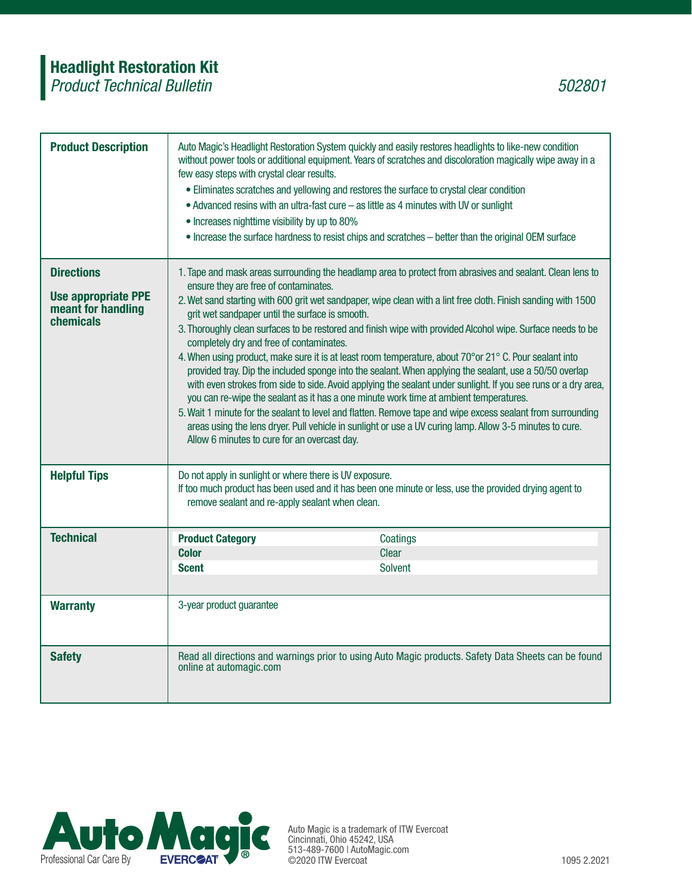# Headlight Restoration Kit

*Product Technical Bulletin*

*502801*

| | |
|---|---|
| **Product Description** | Auto Magic's Headlight Restoration System quickly and easily restores headlights to like-new condition without power tools or additional equipment. Years of scratches and discoloration magically wipe away in a few easy steps with crystal clear results.<br>• Eliminates scratches and yellowing and restores the surface to crystal clear condition<br>• Advanced resins with an ultra-fast cure – as little as 4 minutes with UV or sunlight<br>• Increases nighttime visibility by up to 80%<br>• Increase the surface hardness to resist chips and scratches – better than the original OEM surface |
| **Directions**<br><br>**Use appropriate PPE meant for handling chemicals** | 1. Tape and mask areas surrounding the headlamp area to protect from abrasives and sealant. Clean lens to ensure they are free of contaminates.<br>2. Wet sand starting with 600 grit wet sandpaper, wipe clean with a lint free cloth. Finish sanding with 1500 grit wet sandpaper until the surface is smooth.<br>3. Thoroughly clean surfaces to be restored and finish wipe with provided Alcohol wipe. Surface needs to be completely dry and free of contaminates.<br>4. When using product, make sure it is at least room temperature, about 70°or 21° C. Pour sealant into provided tray. Dip the included sponge into the sealant. When applying the sealant, use a 50/50 overlap with even strokes from side to side. Avoid applying the sealant under sunlight. If you see runs or a dry area, you can re-wipe the sealant as it has a one minute work time at ambient temperatures.<br>5. Wait 1 minute for the sealant to level and flatten. Remove tape and wipe excess sealant from surrounding areas using the lens dryer. Pull vehicle in sunlight or use a UV curing lamp. Allow 3-5 minutes to cure. Allow 6 minutes to cure for an overcast day. |
| **Helpful Tips** | Do not apply in sunlight or where there is UV exposure.<br>If too much product has been used and it has been one minute or less, use the provided drying agent to remove sealant and re-apply sealant when clean. |
| **Technical** | **Product Category**: Coatings<br>**Color**: Clear<br>**Scent**: Solvent |
| **Warranty** | 3-year product guarantee |
| **Safety** | Read all directions and warnings prior to using Auto Magic products. Safety Data Sheets can be found online at automagic.com |

Auto Magic
Professional Car Care By EVERCOAT

Auto Magic is a trademark of ITW Evercoat
Cincinnati, Ohio 45242, USA
513-489-7600 | AutoMagic.com
©2020 ITW Evercoat

1095 2.2021